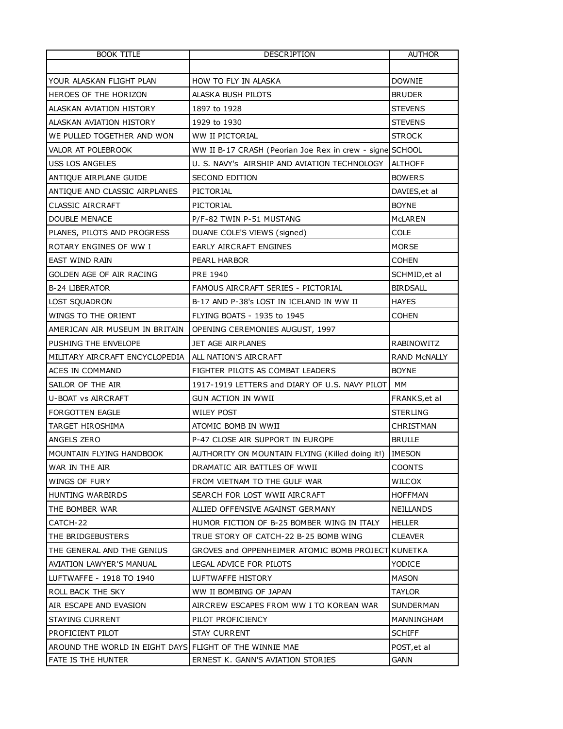| BOOK TITLE | DESCRIPTION | AUTHOR |
| --- | --- | --- |
| | | |
| YOUR ALASKAN FLIGHT PLAN | HOW TO FLY IN ALASKA | DOWNIE |
| HEROES OF THE HORIZON | ALASKA BUSH PILOTS | BRUDER |
| ALASKAN AVIATION HISTORY | 1897 to 1928 | STEVENS |
| ALASKAN AVIATION HISTORY | 1929 to 1930 | STEVENS |
| WE PULLED TOGETHER AND WON | WW II PICTORIAL | STROCK |
| VALOR AT POLEBROOK | WW II B-17 CRASH (Peorian Joe Rex in crew - signe | SCHOOL |
| USS LOS ANGELES | U. S. NAVY's AIRSHIP AND AVIATION TECHNOLOGY | ALTHOFF |
| ANTIQUE AIRPLANE GUIDE | SECOND EDITION | BOWERS |
| ANTIQUE AND CLASSIC AIRPLANES | PICTORIAL | DAVIES,et al |
| CLASSIC AIRCRAFT | PICTORIAL | BOYNE |
| DOUBLE MENACE | P/F-82 TWIN P-51 MUSTANG | McLAREN |
| PLANES, PILOTS AND PROGRESS | DUANE COLE'S VIEWS (signed) | COLE |
| ROTARY ENGINES OF WW I | EARLY AIRCRAFT ENGINES | MORSE |
| EAST WIND RAIN | PEARL HARBOR | COHEN |
| GOLDEN AGE OF AIR RACING | PRE 1940 | SCHMID,et al |
| B-24 LIBERATOR | FAMOUS AIRCRAFT SERIES - PICTORIAL | BIRDSALL |
| LOST SQUADRON | B-17 AND P-38's LOST IN ICELAND IN WW II | HAYES |
| WINGS TO THE ORIENT | FLYING BOATS - 1935 to 1945 | COHEN |
| AMERICAN AIR MUSEUM IN BRITAIN | OPENING CEREMONIES AUGUST, 1997 | |
| PUSHING THE ENVELOPE | JET AGE AIRPLANES | RABINOWITZ |
| MILITARY AIRCRAFT ENCYCLOPEDIA | ALL NATION'S AIRCRAFT | RAND McNALLY |
| ACES IN COMMAND | FIGHTER PILOTS AS COMBAT LEADERS | BOYNE |
| SAILOR OF THE AIR | 1917-1919 LETTERS and DIARY OF U.S. NAVY PILOT | MM |
| U-BOAT vs AIRCRAFT | GUN ACTION IN WWII | FRANKS,et al |
| FORGOTTEN EAGLE | WILEY POST | STERLING |
| TARGET HIROSHIMA | ATOMIC BOMB IN WWII | CHRISTMAN |
| ANGELS ZERO | P-47 CLOSE AIR SUPPORT IN EUROPE | BRULLE |
| MOUNTAIN FLYING HANDBOOK | AUTHORITY ON MOUNTAIN FLYING (Killed doing it!) | IMESON |
| WAR IN THE AIR | DRAMATIC AIR BATTLES OF WWII | COONTS |
| WINGS OF FURY | FROM VIETNAM TO THE GULF WAR | WILCOX |
| HUNTING WARBIRDS | SEARCH FOR LOST WWII AIRCRAFT | HOFFMAN |
| THE BOMBER WAR | ALLIED OFFENSIVE AGAINST GERMANY | NEILLANDS |
| CATCH-22 | HUMOR FICTION OF B-25 BOMBER WING IN ITALY | HELLER |
| THE BRIDGEBUSTERS | TRUE STORY OF CATCH-22 B-25 BOMB WING | CLEAVER |
| THE GENERAL AND THE GENIUS | GROVES and OPPENHEIMER ATOMIC BOMB PROJECT | KUNETKA |
| AVIATION LAWYER'S MANUAL | LEGAL ADVICE FOR PILOTS | YODICE |
| LUFTWAFFE - 1918 TO 1940 | LUFTWAFFE HISTORY | MASON |
| ROLL BACK THE SKY | WW II BOMBING OF JAPAN | TAYLOR |
| AIR ESCAPE AND EVASION | AIRCREW ESCAPES FROM WW I TO KOREAN WAR | SUNDERMAN |
| STAYING CURRENT | PILOT PROFICIENCY | MANNINGHAM |
| PROFICIENT PILOT | STAY CURRENT | SCHIFF |
| AROUND THE WORLD IN EIGHT DAYS | FLIGHT OF THE WINNIE MAE | POST,et al |
| FATE IS THE HUNTER | ERNEST K. GANN'S AVIATION STORIES | GANN |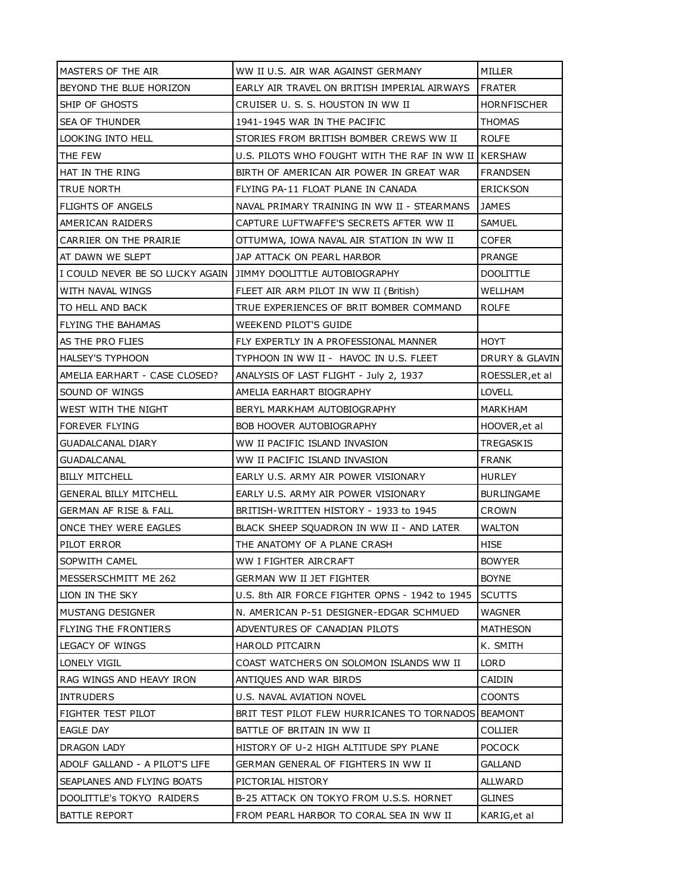| | | |
|---|---|---|
| MASTERS OF THE AIR | WW II U.S. AIR WAR AGAINST GERMANY | MILLER |
| BEYOND THE BLUE HORIZON | EARLY AIR TRAVEL ON BRITISH IMPERIAL AIRWAYS | FRATER |
| SHIP OF GHOSTS | CRUISER U. S. S. HOUSTON IN WW II | HORNFISCHER |
| SEA OF THUNDER | 1941-1945 WAR IN THE PACIFIC | THOMAS |
| LOOKING INTO HELL | STORIES FROM BRITISH BOMBER CREWS WW II | ROLFE |
| THE FEW | U.S. PILOTS WHO FOUGHT WITH THE RAF IN WW II | KERSHAW |
| HAT IN THE RING | BIRTH OF AMERICAN AIR POWER IN GREAT WAR | FRANDSEN |
| TRUE NORTH | FLYING PA-11 FLOAT PLANE IN CANADA | ERICKSON |
| FLIGHTS OF ANGELS | NAVAL PRIMARY TRAINING IN WW II - STEARMANS | JAMES |
| AMERICAN RAIDERS | CAPTURE LUFTWAFFE'S SECRETS AFTER WW II | SAMUEL |
| CARRIER ON THE PRAIRIE | OTTUMWA, IOWA NAVAL AIR STATION IN WW II | COFER |
| AT DAWN WE SLEPT | JAP ATTACK ON PEARL HARBOR | PRANGE |
| I COULD NEVER BE SO LUCKY AGAIN | JIMMY DOOLITTLE AUTOBIOGRAPHY | DOOLITTLE |
| WITH NAVAL WINGS | FLEET AIR ARM PILOT IN WW II (British) | WELLHAM |
| TO HELL AND BACK | TRUE EXPERIENCES OF BRIT BOMBER COMMAND | ROLFE |
| FLYING THE BAHAMAS | WEEKEND PILOT'S GUIDE | |
| AS THE PRO FLIES | FLY EXPERTLY IN A PROFESSIONAL MANNER | HOYT |
| HALSEY'S TYPHOON | TYPHOON IN WW II - HAVOC IN U.S. FLEET | DRURY & GLAVIN |
| AMELIA EARHART - CASE CLOSED? | ANALYSIS OF LAST FLIGHT - July 2, 1937 | ROESSLER,et al |
| SOUND OF WINGS | AMELIA EARHART BIOGRAPHY | LOVELL |
| WEST WITH THE NIGHT | BERYL MARKHAM AUTOBIOGRAPHY | MARKHAM |
| FOREVER FLYING | BOB HOOVER AUTOBIOGRAPHY | HOOVER,et al |
| GUADALCANAL DIARY | WW II PACIFIC ISLAND INVASION | TREGASKIS |
| GUADALCANAL | WW II PACIFIC ISLAND INVASION | FRANK |
| BILLY MITCHELL | EARLY U.S. ARMY AIR POWER VISIONARY | HURLEY |
| GENERAL BILLY MITCHELL | EARLY U.S. ARMY AIR POWER VISIONARY | BURLINGAME |
| GERMAN AF RISE & FALL | BRITISH-WRITTEN HISTORY - 1933 to 1945 | CROWN |
| ONCE THEY WERE EAGLES | BLACK SHEEP SQUADRON IN WW II - AND LATER | WALTON |
| PILOT ERROR | THE ANATOMY OF A PLANE CRASH | HISE |
| SOPWITH CAMEL | WW I FIGHTER AIRCRAFT | BOWYER |
| MESSERSCHMITT ME 262 | GERMAN WW II JET FIGHTER | BOYNE |
| LION IN THE SKY | U.S. 8th AIR FORCE FIGHTER OPNS - 1942 to 1945 | SCUTTS |
| MUSTANG DESIGNER | N. AMERICAN P-51 DESIGNER-EDGAR SCHMUED | WAGNER |
| FLYING THE FRONTIERS | ADVENTURES OF CANADIAN PILOTS | MATHESON |
| LEGACY OF WINGS | HAROLD PITCAIRN | K. SMITH |
| LONELY VIGIL | COAST WATCHERS ON SOLOMON ISLANDS WW II | LORD |
| RAG WINGS AND HEAVY IRON | ANTIQUES AND WAR BIRDS | CAIDIN |
| INTRUDERS | U.S. NAVAL AVIATION NOVEL | COONTS |
| FIGHTER TEST PILOT | BRIT TEST PILOT FLEW HURRICANES TO TORNADOS | BEAMONT |
| EAGLE DAY | BATTLE OF BRITAIN IN WW II | COLLIER |
| DRAGON LADY | HISTORY OF U-2 HIGH ALTITUDE SPY PLANE | POCOCK |
| ADOLF GALLAND - A PILOT'S LIFE | GERMAN GENERAL OF FIGHTERS IN WW II | GALLAND |
| SEAPLANES AND FLYING BOATS | PICTORIAL HISTORY | ALLWARD |
| DOOLITTLE's TOKYO RAIDERS | B-25 ATTACK ON TOKYO FROM U.S.S. HORNET | GLINES |
| BATTLE REPORT | FROM PEARL HARBOR TO CORAL SEA IN WW II | KARIG,et al |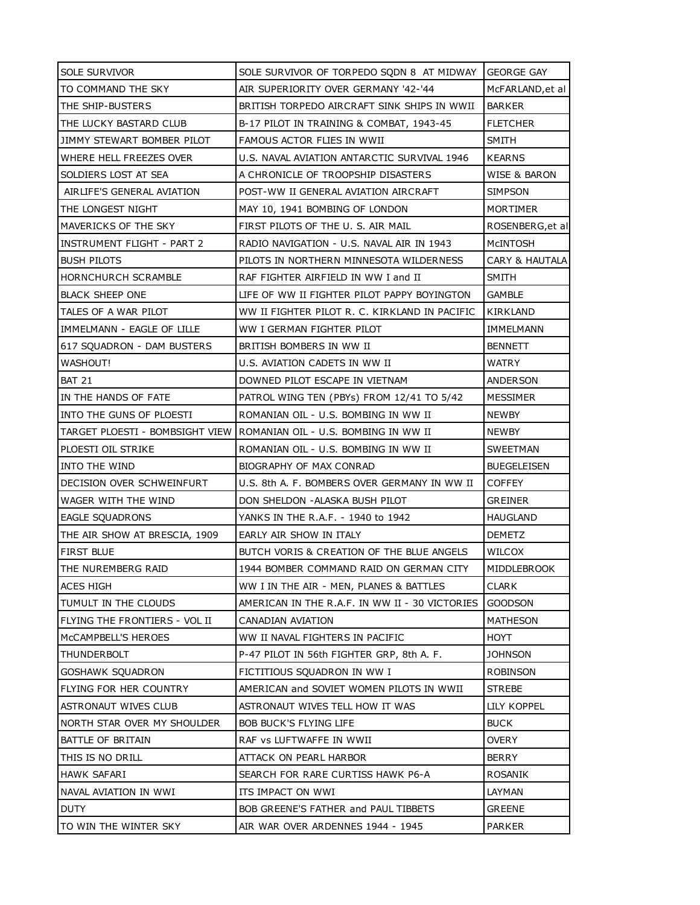| SOLE SURVIVOR | SOLE SURVIVOR OF TORPEDO SQDN 8 AT MIDWAY | GEORGE GAY |
|---|---|---|
| TO COMMAND THE SKY | AIR SUPERIORITY OVER GERMANY '42-'44 | McFARLAND,et al |
| THE SHIP-BUSTERS | BRITISH TORPEDO AIRCRAFT SINK SHIPS IN WWII | BARKER |
| THE LUCKY BASTARD CLUB | B-17 PILOT IN TRAINING & COMBAT, 1943-45 | FLETCHER |
| JIMMY STEWART BOMBER PILOT | FAMOUS ACTOR FLIES IN WWII | SMITH |
| WHERE HELL FREEZES OVER | U.S. NAVAL AVIATION ANTARCTIC SURVIVAL 1946 | KEARNS |
| SOLDIERS LOST AT SEA | A CHRONICLE OF TROOPSHIP DISASTERS | WISE & BARON |
| AIRLIFE'S GENERAL AVIATION | POST-WW II GENERAL AVIATION AIRCRAFT | SIMPSON |
| THE LONGEST NIGHT | MAY 10, 1941 BOMBING OF LONDON | MORTIMER |
| MAVERICKS OF THE SKY | FIRST PILOTS OF THE U. S. AIR MAIL | ROSENBERG,et al |
| INSTRUMENT FLIGHT - PART 2 | RADIO NAVIGATION - U.S. NAVAL AIR IN 1943 | McINTOSH |
| BUSH PILOTS | PILOTS IN NORTHERN MINNESOTA WILDERNESS | CARY & HAUTALA |
| HORNCHURCH SCRAMBLE | RAF FIGHTER AIRFIELD IN WW I and II | SMITH |
| BLACK SHEEP ONE | LIFE OF WW II FIGHTER PILOT PAPPY BOYINGTON | GAMBLE |
| TALES OF A WAR PILOT | WW II FIGHTER PILOT R. C. KIRKLAND IN PACIFIC | KIRKLAND |
| IMMELMANN - EAGLE OF LILLE | WW I GERMAN FIGHTER PILOT | IMMELMANN |
| 617 SQUADRON - DAM BUSTERS | BRITISH BOMBERS IN WW II | BENNETT |
| WASHOUT! | U.S. AVIATION CADETS IN WW II | WATRY |
| BAT 21 | DOWNED PILOT ESCAPE IN VIETNAM | ANDERSON |
| IN THE HANDS OF FATE | PATROL WING TEN (PBYs) FROM 12/41 TO 5/42 | MESSIMER |
| INTO THE GUNS OF PLOESTI | ROMANIAN OIL - U.S. BOMBING IN WW II | NEWBY |
| TARGET PLOESTI - BOMBSIGHT VIEW | ROMANIAN OIL - U.S. BOMBING IN WW II | NEWBY |
| PLOESTI OIL STRIKE | ROMANIAN OIL - U.S. BOMBING IN WW II | SWEETMAN |
| INTO THE WIND | BIOGRAPHY OF MAX CONRAD | BUEGELEISEN |
| DECISION OVER SCHWEINFURT | U.S. 8th A. F. BOMBERS OVER GERMANY IN WW II | COFFEY |
| WAGER WITH THE WIND | DON SHELDON -ALASKA BUSH PILOT | GREINER |
| EAGLE SQUADRONS | YANKS IN THE R.A.F. - 1940 to 1942 | HAUGLAND |
| THE AIR SHOW AT BRESCIA, 1909 | EARLY AIR SHOW IN ITALY | DEMETZ |
| FIRST BLUE | BUTCH VORIS & CREATION OF THE BLUE ANGELS | WILCOX |
| THE NUREMBERG RAID | 1944 BOMBER COMMAND RAID ON GERMAN CITY | MIDDLEBROOK |
| ACES HIGH | WW I IN THE AIR - MEN, PLANES & BATTLES | CLARK |
| TUMULT IN THE CLOUDS | AMERICAN IN THE R.A.F. IN WW II - 30 VICTORIES | GOODSON |
| FLYING THE FRONTIERS - VOL II | CANADIAN AVIATION | MATHESON |
| McCAMPBELL'S HEROES | WW II NAVAL FIGHTERS IN PACIFIC | HOYT |
| THUNDERBOLT | P-47 PILOT IN 56th FIGHTER GRP, 8th A. F. | JOHNSON |
| GOSHAWK SQUADRON | FICTITIOUS SQUADRON IN WW I | ROBINSON |
| FLYING FOR HER COUNTRY | AMERICAN and SOVIET WOMEN PILOTS IN WWII | STREBE |
| ASTRONAUT WIVES CLUB | ASTRONAUT WIVES TELL HOW IT WAS | LILY KOPPEL |
| NORTH STAR OVER MY SHOULDER | BOB BUCK'S FLYING LIFE | BUCK |
| BATTLE OF BRITAIN | RAF vs LUFTWAFFE IN WWII | OVERY |
| THIS IS NO DRILL | ATTACK ON PEARL HARBOR | BERRY |
| HAWK SAFARI | SEARCH FOR RARE CURTISS HAWK P6-A | ROSANIK |
| NAVAL AVIATION IN WWI | ITS IMPACT ON WWI | LAYMAN |
| DUTY | BOB GREENE'S FATHER and PAUL TIBBETS | GREENE |
| TO WIN THE WINTER SKY | AIR WAR OVER ARDENNES 1944 - 1945 | PARKER |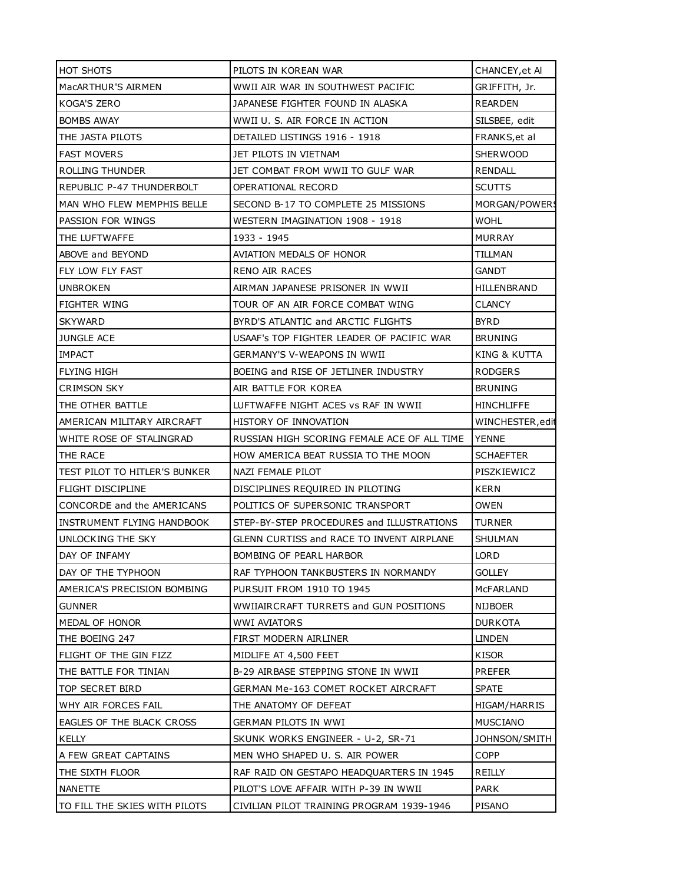| | | |
|---|---|---|
| HOT SHOTS | PILOTS IN KOREAN WAR | CHANCEY,et Al |
| MacARTHUR'S AIRMEN | WWII AIR WAR IN SOUTHWEST PACIFIC | GRIFFITH, Jr. |
| KOGA'S ZERO | JAPANESE FIGHTER FOUND IN ALASKA | REARDEN |
| BOMBS AWAY | WWII U. S. AIR FORCE IN ACTION | SILSBEE, edit |
| THE JASTA PILOTS | DETAILED LISTINGS 1916 - 1918 | FRANKS,et al |
| FAST MOVERS | JET PILOTS IN VIETNAM | SHERWOOD |
| ROLLING THUNDER | JET COMBAT FROM WWII TO GULF WAR | RENDALL |
| REPUBLIC P-47 THUNDERBOLT | OPERATIONAL RECORD | SCUTTS |
| MAN WHO FLEW MEMPHIS BELLE | SECOND B-17 TO COMPLETE 25 MISSIONS | MORGAN/POWERS |
| PASSION FOR WINGS | WESTERN IMAGINATION 1908 - 1918 | WOHL |
| THE LUFTWAFFE | 1933 - 1945 | MURRAY |
| ABOVE and BEYOND | AVIATION MEDALS OF HONOR | TILLMAN |
| FLY LOW FLY FAST | RENO AIR RACES | GANDT |
| UNBROKEN | AIRMAN JAPANESE PRISONER IN WWII | HILLENBRAND |
| FIGHTER WING | TOUR OF AN AIR FORCE COMBAT WING | CLANCY |
| SKYWARD | BYRD'S ATLANTIC and ARCTIC FLIGHTS | BYRD |
| JUNGLE ACE | USAAF's TOP FIGHTER LEADER OF PACIFIC WAR | BRUNING |
| IMPACT | GERMANY'S V-WEAPONS IN WWII | KING & KUTTA |
| FLYING HIGH | BOEING and RISE OF JETLINER INDUSTRY | RODGERS |
| CRIMSON SKY | AIR BATTLE FOR KOREA | BRUNING |
| THE OTHER BATTLE | LUFTWAFFE NIGHT ACES vs RAF IN WWII | HINCHLIFFE |
| AMERICAN MILITARY AIRCRAFT | HISTORY OF INNOVATION | WINCHESTER,edit |
| WHITE ROSE OF STALINGRAD | RUSSIAN HIGH SCORING FEMALE ACE OF ALL TIME | YENNE |
| THE RACE | HOW AMERICA BEAT RUSSIA TO THE MOON | SCHAEFTER |
| TEST PILOT TO HITLER'S BUNKER | NAZI FEMALE PILOT | PISZKIEWICZ |
| FLIGHT DISCIPLINE | DISCIPLINES REQUIRED IN PILOTING | KERN |
| CONCORDE and the AMERICANS | POLITICS OF SUPERSONIC TRANSPORT | OWEN |
| INSTRUMENT FLYING HANDBOOK | STEP-BY-STEP PROCEDURES and ILLUSTRATIONS | TURNER |
| UNLOCKING THE SKY | GLENN CURTISS and RACE TO INVENT AIRPLANE | SHULMAN |
| DAY OF INFAMY | BOMBING OF PEARL HARBOR | LORD |
| DAY OF THE TYPHOON | RAF TYPHOON TANKBUSTERS IN NORMANDY | GOLLEY |
| AMERICA'S PRECISION BOMBING | PURSUIT FROM 1910 TO 1945 | McFARLAND |
| GUNNER | WWIIAIRCRAFT TURRETS and GUN POSITIONS | NIJBOER |
| MEDAL OF HONOR | WWI AVIATORS | DURKOTA |
| THE BOEING 247 | FIRST MODERN AIRLINER | LINDEN |
| FLIGHT OF THE GIN FIZZ | MIDLIFE AT 4,500 FEET | KISOR |
| THE BATTLE FOR TINIAN | B-29 AIRBASE STEPPING STONE IN WWII | PREFER |
| TOP SECRET BIRD | GERMAN Me-163 COMET ROCKET AIRCRAFT | SPATE |
| WHY AIR FORCES FAIL | THE ANATOMY OF DEFEAT | HIGAM/HARRIS |
| EAGLES OF THE BLACK CROSS | GERMAN PILOTS IN WWI | MUSCIANO |
| KELLY | SKUNK WORKS ENGINEER - U-2, SR-71 | JOHNSON/SMITH |
| A FEW GREAT CAPTAINS | MEN WHO SHAPED U. S. AIR POWER | COPP |
| THE SIXTH FLOOR | RAF RAID ON GESTAPO HEADQUARTERS IN 1945 | REILLY |
| NANETTE | PILOT'S LOVE AFFAIR WITH P-39 IN WWII | PARK |
| TO FILL THE SKIES WITH PILOTS | CIVILIAN PILOT TRAINING PROGRAM 1939-1946 | PISANO |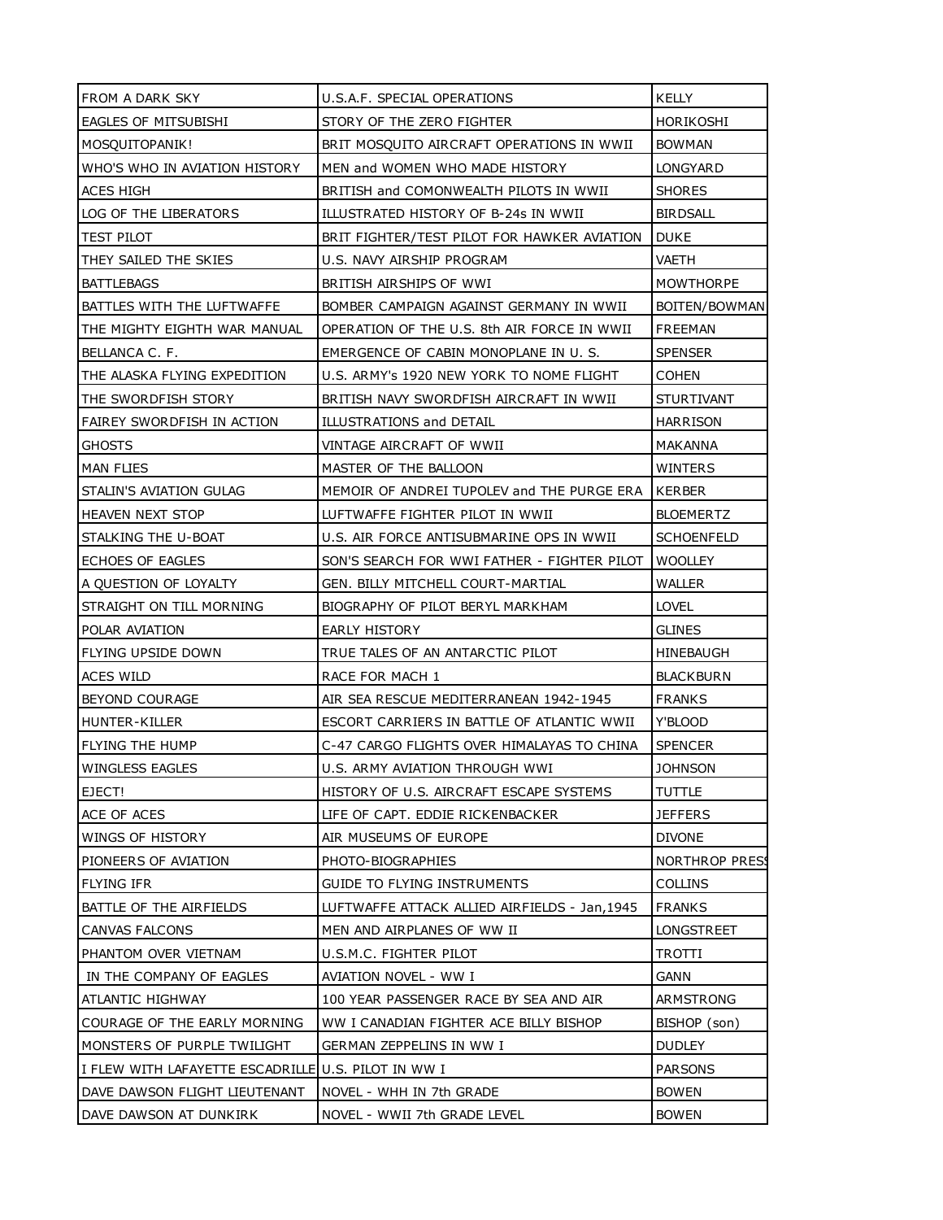| | | |
|---|---|---|
| FROM A DARK SKY | U.S.A.F. SPECIAL OPERATIONS | KELLY |
| EAGLES OF MITSUBISHI | STORY OF THE ZERO FIGHTER | HORIKOSHI |
| MOSQUITOPANIK! | BRIT MOSQUITO AIRCRAFT OPERATIONS IN WWII | BOWMAN |
| WHO'S WHO IN AVIATION HISTORY | MEN and WOMEN WHO MADE HISTORY | LONGYARD |
| ACES HIGH | BRITISH and COMONWEALTH PILOTS IN WWII | SHORES |
| LOG OF THE LIBERATORS | ILLUSTRATED HISTORY OF B-24s IN WWII | BIRDSALL |
| TEST PILOT | BRIT FIGHTER/TEST PILOT FOR HAWKER AVIATION | DUKE |
| THEY SAILED THE SKIES | U.S. NAVY AIRSHIP PROGRAM | VAETH |
| BATTLEBAGS | BRITISH AIRSHIPS OF WWI | MOWTHORPE |
| BATTLES WITH THE LUFTWAFFE | BOMBER CAMPAIGN AGAINST GERMANY IN WWII | BOITEN/BOWMAN |
| THE MIGHTY EIGHTH WAR MANUAL | OPERATION OF THE U.S. 8th AIR FORCE IN WWII | FREEMAN |
| BELLANCA C. F. | EMERGENCE OF CABIN MONOPLANE IN U. S. | SPENSER |
| THE ALASKA FLYING EXPEDITION | U.S. ARMY's 1920 NEW YORK TO NOME FLIGHT | COHEN |
| THE SWORDFISH STORY | BRITISH NAVY SWORDFISH AIRCRAFT IN WWII | STURTIVANT |
| FAIREY SWORDFISH IN ACTION | ILLUSTRATIONS and DETAIL | HARRISON |
| GHOSTS | VINTAGE AIRCRAFT OF WWII | MAKANNA |
| MAN FLIES | MASTER OF THE BALLOON | WINTERS |
| STALIN'S AVIATION GULAG | MEMOIR OF ANDREI TUPOLEV and THE PURGE ERA | KERBER |
| HEAVEN NEXT STOP | LUFTWAFFE FIGHTER PILOT IN WWII | BLOEMERTZ |
| STALKING THE U-BOAT | U.S. AIR FORCE ANTISUBMARINE OPS IN WWII | SCHOENFELD |
| ECHOES OF EAGLES | SON'S SEARCH FOR WWI FATHER - FIGHTER PILOT | WOOLLEY |
| A QUESTION OF LOYALTY | GEN. BILLY MITCHELL COURT-MARTIAL | WALLER |
| STRAIGHT ON TILL MORNING | BIOGRAPHY OF PILOT BERYL MARKHAM | LOVEL |
| POLAR AVIATION | EARLY HISTORY | GLINES |
| FLYING UPSIDE DOWN | TRUE TALES OF AN ANTARCTIC PILOT | HINEBAUGH |
| ACES WILD | RACE FOR MACH 1 | BLACKBURN |
| BEYOND COURAGE | AIR SEA RESCUE MEDITERRANEAN 1942-1945 | FRANKS |
| HUNTER-KILLER | ESCORT CARRIERS IN BATTLE OF ATLANTIC WWII | Y'BLOOD |
| FLYING THE HUMP | C-47 CARGO FLIGHTS OVER HIMALAYAS TO CHINA | SPENCER |
| WINGLESS EAGLES | U.S. ARMY AVIATION THROUGH WWI | JOHNSON |
| EJECT! | HISTORY OF U.S. AIRCRAFT ESCAPE SYSTEMS | TUTTLE |
| ACE OF ACES | LIFE OF CAPT. EDDIE RICKENBACKER | JEFFERS |
| WINGS OF HISTORY | AIR MUSEUMS OF EUROPE | DIVONE |
| PIONEERS OF AVIATION | PHOTO-BIOGRAPHIES | NORTHROP PRESS |
| FLYING IFR | GUIDE TO FLYING INSTRUMENTS | COLLINS |
| BATTLE OF THE AIRFIELDS | LUFTWAFFE ATTACK ALLIED AIRFIELDS - Jan,1945 | FRANKS |
| CANVAS FALCONS | MEN AND AIRPLANES OF WW II | LONGSTREET |
| PHANTOM OVER VIETNAM | U.S.M.C. FIGHTER PILOT | TROTTI |
| IN THE COMPANY OF EAGLES | AVIATION NOVEL - WW I | GANN |
| ATLANTIC HIGHWAY | 100 YEAR PASSENGER RACE BY SEA AND AIR | ARMSTRONG |
| COURAGE OF THE EARLY MORNING | WW I CANADIAN FIGHTER ACE BILLY BISHOP | BISHOP (son) |
| MONSTERS OF PURPLE TWILIGHT | GERMAN ZEPPELINS IN WW I | DUDLEY |
| I FLEW WITH LAFAYETTE ESCADRILLE | U.S. PILOT IN WW I | PARSONS |
| DAVE DAWSON FLIGHT LIEUTENANT | NOVEL - WHH IN 7th GRADE | BOWEN |
| DAVE DAWSON AT DUNKIRK | NOVEL - WWII 7th GRADE LEVEL | BOWEN |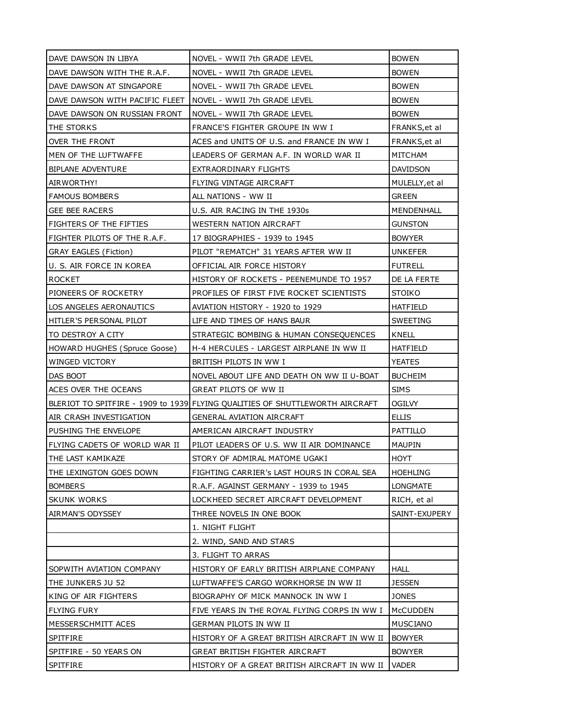| | | |
|---|---|---|
| DAVE DAWSON IN LIBYA | NOVEL - WWII 7th GRADE LEVEL | BOWEN |
| DAVE DAWSON WITH THE R.A.F. | NOVEL - WWII 7th GRADE LEVEL | BOWEN |
| DAVE DAWSON AT SINGAPORE | NOVEL - WWII 7th GRADE LEVEL | BOWEN |
| DAVE DAWSON WITH PACIFIC FLEET | NOVEL - WWII 7th GRADE LEVEL | BOWEN |
| DAVE DAWSON ON RUSSIAN FRONT | NOVEL - WWII 7th GRADE LEVEL | BOWEN |
| THE STORKS | FRANCE'S FIGHTER GROUPE IN WW I | FRANKS,et al |
| OVER THE FRONT | ACES and UNITS OF U.S. and FRANCE IN WW I | FRANKS,et al |
| MEN OF THE LUFTWAFFE | LEADERS OF GERMAN A.F. IN WORLD WAR II | MITCHAM |
| BIPLANE ADVENTURE | EXTRAORDINARY FLIGHTS | DAVIDSON |
| AIRWORTHY! | FLYING VINTAGE AIRCRAFT | MULELLY,et al |
| FAMOUS BOMBERS | ALL NATIONS - WW II | GREEN |
| GEE BEE RACERS | U.S. AIR RACING IN THE 1930s | MENDENHALL |
| FIGHTERS OF THE FIFTIES | WESTERN NATION AIRCRAFT | GUNSTON |
| FIGHTER PILOTS OF THE R.A.F. | 17 BIOGRAPHIES - 1939 to 1945 | BOWYER |
| GRAY EAGLES (Fiction) | PILOT "REMATCH" 31 YEARS AFTER WW II | UNKEFER |
| U. S. AIR FORCE IN KOREA | OFFICIAL AIR FORCE HISTORY | FUTRELL |
| ROCKET | HISTORY OF ROCKETS - PEENEMUNDE TO 1957 | DE LA FERTE |
| PIONEERS OF ROCKETRY | PROFILES OF FIRST FIVE ROCKET SCIENTISTS | STOIKO |
| LOS ANGELES AERONAUTICS | AVIATION HISTORY - 1920 to 1929 | HATFIELD |
| HITLER'S PERSONAL PILOT | LIFE AND TIMES OF HANS BAUR | SWEETING |
| TO DESTROY A CITY | STRATEGIC BOMBING & HUMAN CONSEQUENCES | KNELL |
| HOWARD HUGHES (Spruce Goose) | H-4 HERCULES - LARGEST AIRPLANE IN WW II | HATFIELD |
| WINGED VICTORY | BRITISH PILOTS IN WW I | YEATES |
| DAS BOOT | NOVEL ABOUT LIFE AND DEATH ON WW II U-BOAT | BUCHEIM |
| ACES OVER THE OCEANS | GREAT PILOTS OF WW II | SIMS |
| BLERIOT TO SPITFIRE - 1909 to 1939 | FLYING QUALITIES OF SHUTTLEWORTH AIRCRAFT | OGILVY |
| AIR CRASH INVESTIGATION | GENERAL AVIATION AIRCRAFT | ELLIS |
| PUSHING THE ENVELOPE | AMERICAN AIRCRAFT INDUSTRY | PATTILLO |
| FLYING CADETS OF WORLD WAR II | PILOT LEADERS OF U.S. WW II AIR DOMINANCE | MAUPIN |
| THE LAST KAMIKAZE | STORY OF ADMIRAL MATOME UGAKI | HOYT |
| THE LEXINGTON GOES DOWN | FIGHTING CARRIER's LAST HOURS IN CORAL SEA | HOEHLING |
| BOMBERS | R.A.F. AGAINST GERMANY - 1939 to 1945 | LONGMATE |
| SKUNK WORKS | LOCKHEED SECRET AIRCRAFT DEVELOPMENT | RICH, et al |
| AIRMAN'S ODYSSEY | THREE NOVELS IN ONE BOOK | SAINT-EXUPERY |
| | 1. NIGHT FLIGHT | |
| | 2. WIND, SAND AND STARS | |
| | 3. FLIGHT TO ARRAS | |
| SOPWITH AVIATION COMPANY | HISTORY OF EARLY BRITISH AIRPLANE COMPANY | HALL |
| THE JUNKERS JU 52 | LUFTWAFFE'S CARGO WORKHORSE IN WW II | JESSEN |
| KING OF AIR FIGHTERS | BIOGRAPHY OF MICK MANNOCK IN WW I | JONES |
| FLYING FURY | FIVE YEARS IN THE ROYAL FLYING CORPS IN WW I | McCUDDEN |
| MESSERSCHMITT ACES | GERMAN PILOTS IN WW II | MUSCIANO |
| SPITFIRE | HISTORY OF A GREAT BRITISH AIRCRAFT IN WW II | BOWYER |
| SPITFIRE - 50 YEARS ON | GREAT BRITISH FIGHTER AIRCRAFT | BOWYER |
| SPITFIRE | HISTORY OF A GREAT BRITISH AIRCRAFT IN WW II | VADER |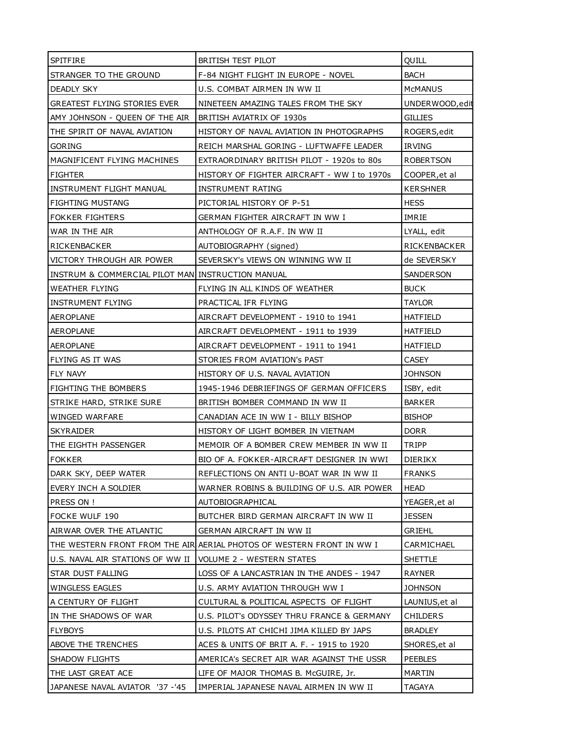| | | |
|---|---|---|
| SPITFIRE | BRITISH TEST PILOT | QUILL |
| STRANGER TO THE GROUND | F-84 NIGHT FLIGHT IN EUROPE - NOVEL | BACH |
| DEADLY SKY | U.S. COMBAT AIRMEN IN WW II | McMANUS |
| GREATEST FLYING STORIES EVER | NINETEEN AMAZING TALES FROM THE SKY | UNDERWOOD,edit |
| AMY JOHNSON - QUEEN OF THE AIR | BRITISH AVIATRIX OF 1930s | GILLIES |
| THE SPIRIT OF NAVAL AVIATION | HISTORY OF NAVAL AVIATION IN PHOTOGRAPHS | ROGERS,edit |
| GORING | REICH MARSHAL GORING - LUFTWAFFE LEADER | IRVING |
| MAGNIFICENT FLYING MACHINES | EXTRAORDINARY BRITISH PILOT - 1920s to 80s | ROBERTSON |
| FIGHTER | HISTORY OF FIGHTER AIRCRAFT - WW I to 1970s | COOPER,et al |
| INSTRUMENT FLIGHT MANUAL | INSTRUMENT RATING | KERSHNER |
| FIGHTING MUSTANG | PICTORIAL HISTORY OF P-51 | HESS |
| FOKKER FIGHTERS | GERMAN FIGHTER AIRCRAFT IN WW I | IMRIE |
| WAR IN THE AIR | ANTHOLOGY OF R.A.F. IN WW II | LYALL, edit |
| RICKENBACKER | AUTOBIOGRAPHY (signed) | RICKENBACKER |
| VICTORY THROUGH AIR POWER | SEVERSKY's VIEWS ON WINNING WW II | de SEVERSKY |
| INSTRUM & COMMERCIAL PILOT MAN | INSTRUCTION MANUAL | SANDERSON |
| WEATHER FLYING | FLYING IN ALL KINDS OF WEATHER | BUCK |
| INSTRUMENT FLYING | PRACTICAL IFR FLYING | TAYLOR |
| AEROPLANE | AIRCRAFT DEVELOPMENT - 1910 to 1941 | HATFIELD |
| AEROPLANE | AIRCRAFT DEVELOPMENT - 1911 to 1939 | HATFIELD |
| AEROPLANE | AIRCRAFT DEVELOPMENT - 1911 to 1941 | HATFIELD |
| FLYING AS IT WAS | STORIES FROM AVIATION's PAST | CASEY |
| FLY NAVY | HISTORY OF U.S. NAVAL AVIATION | JOHNSON |
| FIGHTING THE BOMBERS | 1945-1946 DEBRIEFINGS OF GERMAN OFFICERS | ISBY, edit |
| STRIKE HARD, STRIKE SURE | BRITISH BOMBER COMMAND IN WW II | BARKER |
| WINGED WARFARE | CANADIAN ACE IN WW I - BILLY BISHOP | BISHOP |
| SKYRAIDER | HISTORY OF LIGHT BOMBER IN VIETNAM | DORR |
| THE EIGHTH PASSENGER | MEMOIR OF A BOMBER CREW MEMBER IN WW II | TRIPP |
| FOKKER | BIO OF A. FOKKER-AIRCRAFT DESIGNER IN WWI | DIERIKX |
| DARK SKY, DEEP WATER | REFLECTIONS ON ANTI U-BOAT WAR IN WW II | FRANKS |
| EVERY INCH A SOLDIER | WARNER ROBINS & BUILDING OF U.S. AIR POWER | HEAD |
| PRESS ON ! | AUTOBIOGRAPHICAL | YEAGER,et al |
| FOCKE WULF 190 | BUTCHER BIRD GERMAN AIRCRAFT IN WW II | JESSEN |
| AIRWAR OVER THE ATLANTIC | GERMAN AIRCRAFT IN WW II | GRIEHL |
| THE WESTERN FRONT FROM THE AIR | AERIAL PHOTOS OF WESTERN FRONT IN WW I | CARMICHAEL |
| U.S. NAVAL AIR STATIONS OF WW II | VOLUME 2 - WESTERN STATES | SHETTLE |
| STAR DUST FALLING | LOSS OF A LANCASTRIAN IN THE ANDES - 1947 | RAYNER |
| WINGLESS EAGLES | U.S. ARMY AVIATION THROUGH WW I | JOHNSON |
| A CENTURY OF FLIGHT | CULTURAL & POLITICAL ASPECTS OF FLIGHT | LAUNIUS,et al |
| IN THE SHADOWS OF WAR | U.S. PILOT's ODYSSEY THRU FRANCE & GERMANY | CHILDERS |
| FLYBOYS | U.S. PILOTS AT CHICHI JIMA KILLED BY JAPS | BRADLEY |
| ABOVE THE TRENCHES | ACES & UNITS OF BRIT A. F. - 1915 to 1920 | SHORES,et al |
| SHADOW FLIGHTS | AMERICA's SECRET AIR WAR AGAINST THE USSR | PEEBLES |
| THE LAST GREAT ACE | LIFE OF MAJOR THOMAS B. McGUIRE, Jr. | MARTIN |
| JAPANESE NAVAL AVIATOR '37 -'45 | IMPERIAL JAPANESE NAVAL AIRMEN IN WW II | TAGAYA |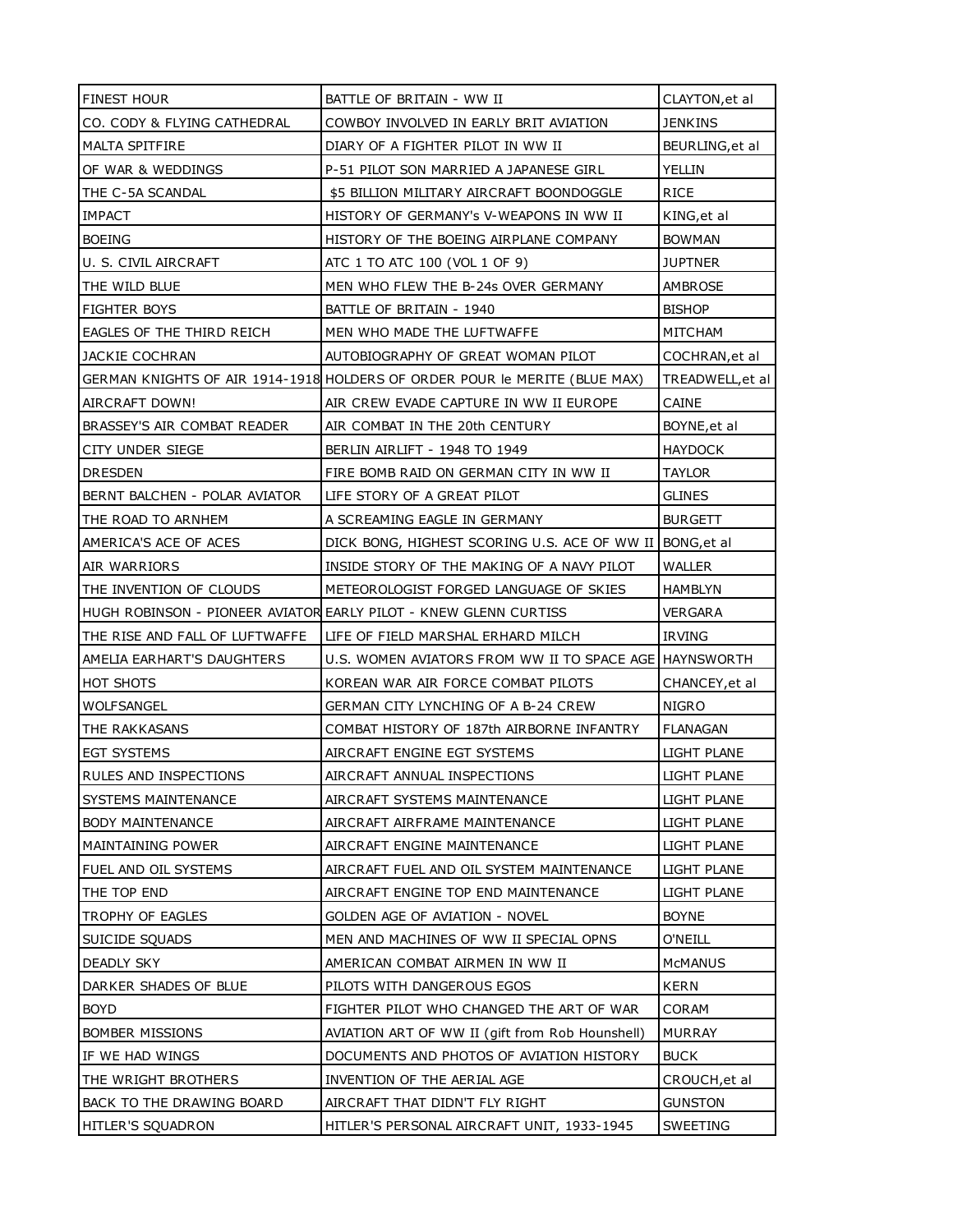| | | |
|---|---|---|
| FINEST HOUR | BATTLE OF BRITAIN - WW II | CLAYTON,et al |
| CO. CODY & FLYING CATHEDRAL | COWBOY INVOLVED IN EARLY BRIT AVIATION | JENKINS |
| MALTA SPITFIRE | DIARY OF A FIGHTER PILOT IN WW II | BEURLING,et al |
| OF WAR & WEDDINGS | P-51 PILOT SON MARRIED A JAPANESE GIRL | YELLIN |
| THE C-5A SCANDAL | $5 BILLION MILITARY AIRCRAFT BOONDOGGLE | RICE |
| IMPACT | HISTORY OF GERMANY's V-WEAPONS IN WW II | KING,et al |
| BOEING | HISTORY OF THE BOEING AIRPLANE COMPANY | BOWMAN |
| U. S. CIVIL AIRCRAFT | ATC 1 TO ATC 100 (VOL 1 OF 9) | JUPTNER |
| THE WILD BLUE | MEN WHO FLEW THE B-24s OVER GERMANY | AMBROSE |
| FIGHTER BOYS | BATTLE OF BRITAIN - 1940 | BISHOP |
| EAGLES OF THE THIRD REICH | MEN WHO MADE THE LUFTWAFFE | MITCHAM |
| JACKIE COCHRAN | AUTOBIOGRAPHY OF GREAT WOMAN PILOT | COCHRAN,et al |
| GERMAN KNIGHTS OF AIR 1914-1918 | HOLDERS OF ORDER POUR le MERITE (BLUE MAX) | TREADWELL,et al |
| AIRCRAFT DOWN! | AIR CREW EVADE CAPTURE IN WW II EUROPE | CAINE |
| BRASSEY'S AIR COMBAT READER | AIR COMBAT IN THE 20th CENTURY | BOYNE,et al |
| CITY UNDER SIEGE | BERLIN AIRLIFT - 1948 TO 1949 | HAYDOCK |
| DRESDEN | FIRE BOMB RAID ON GERMAN CITY IN WW II | TAYLOR |
| BERNT BALCHEN - POLAR AVIATOR | LIFE STORY OF A GREAT PILOT | GLINES |
| THE ROAD TO ARNHEM | A SCREAMING EAGLE IN GERMANY | BURGETT |
| AMERICA'S ACE OF ACES | DICK BONG, HIGHEST SCORING U.S. ACE OF WW II | BONG,et al |
| AIR WARRIORS | INSIDE STORY OF THE MAKING OF A NAVY PILOT | WALLER |
| THE INVENTION OF CLOUDS | METEOROLOGIST FORGED LANGUAGE OF SKIES | HAMBLYN |
| HUGH ROBINSON - PIONEER AVIATOR | EARLY PILOT - KNEW GLENN CURTISS | VERGARA |
| THE RISE AND FALL OF LUFTWAFFE | LIFE OF FIELD MARSHAL ERHARD MILCH | IRVING |
| AMELIA EARHART'S DAUGHTERS | U.S. WOMEN AVIATORS FROM WW II TO SPACE AGE | HAYNSWORTH |
| HOT SHOTS | KOREAN WAR AIR FORCE COMBAT PILOTS | CHANCEY,et al |
| WOLFSANGEL | GERMAN CITY LYNCHING OF A B-24 CREW | NIGRO |
| THE RAKKASANS | COMBAT HISTORY OF 187th AIRBORNE INFANTRY | FLANAGAN |
| EGT SYSTEMS | AIRCRAFT ENGINE EGT SYSTEMS | LIGHT PLANE |
| RULES AND INSPECTIONS | AIRCRAFT ANNUAL INSPECTIONS | LIGHT PLANE |
| SYSTEMS MAINTENANCE | AIRCRAFT SYSTEMS MAINTENANCE | LIGHT PLANE |
| BODY MAINTENANCE | AIRCRAFT AIRFRAME MAINTENANCE | LIGHT PLANE |
| MAINTAINING POWER | AIRCRAFT ENGINE MAINTENANCE | LIGHT PLANE |
| FUEL AND OIL SYSTEMS | AIRCRAFT FUEL AND OIL SYSTEM MAINTENANCE | LIGHT PLANE |
| THE TOP END | AIRCRAFT ENGINE TOP END MAINTENANCE | LIGHT PLANE |
| TROPHY OF EAGLES | GOLDEN AGE OF AVIATION - NOVEL | BOYNE |
| SUICIDE SQUADS | MEN AND MACHINES OF WW II SPECIAL OPNS | O'NEILL |
| DEADLY SKY | AMERICAN COMBAT AIRMEN IN WW II | McMANUS |
| DARKER SHADES OF BLUE | PILOTS WITH DANGEROUS EGOS | KERN |
| BOYD | FIGHTER PILOT WHO CHANGED THE ART OF WAR | CORAM |
| BOMBER MISSIONS | AVIATION ART OF WW II (gift from Rob Hounshell) | MURRAY |
| IF WE HAD WINGS | DOCUMENTS AND PHOTOS OF AVIATION HISTORY | BUCK |
| THE WRIGHT BROTHERS | INVENTION OF THE AERIAL AGE | CROUCH,et al |
| BACK TO THE DRAWING BOARD | AIRCRAFT THAT DIDN'T FLY RIGHT | GUNSTON |
| HITLER'S SQUADRON | HITLER'S PERSONAL AIRCRAFT UNIT, 1933-1945 | SWEETING |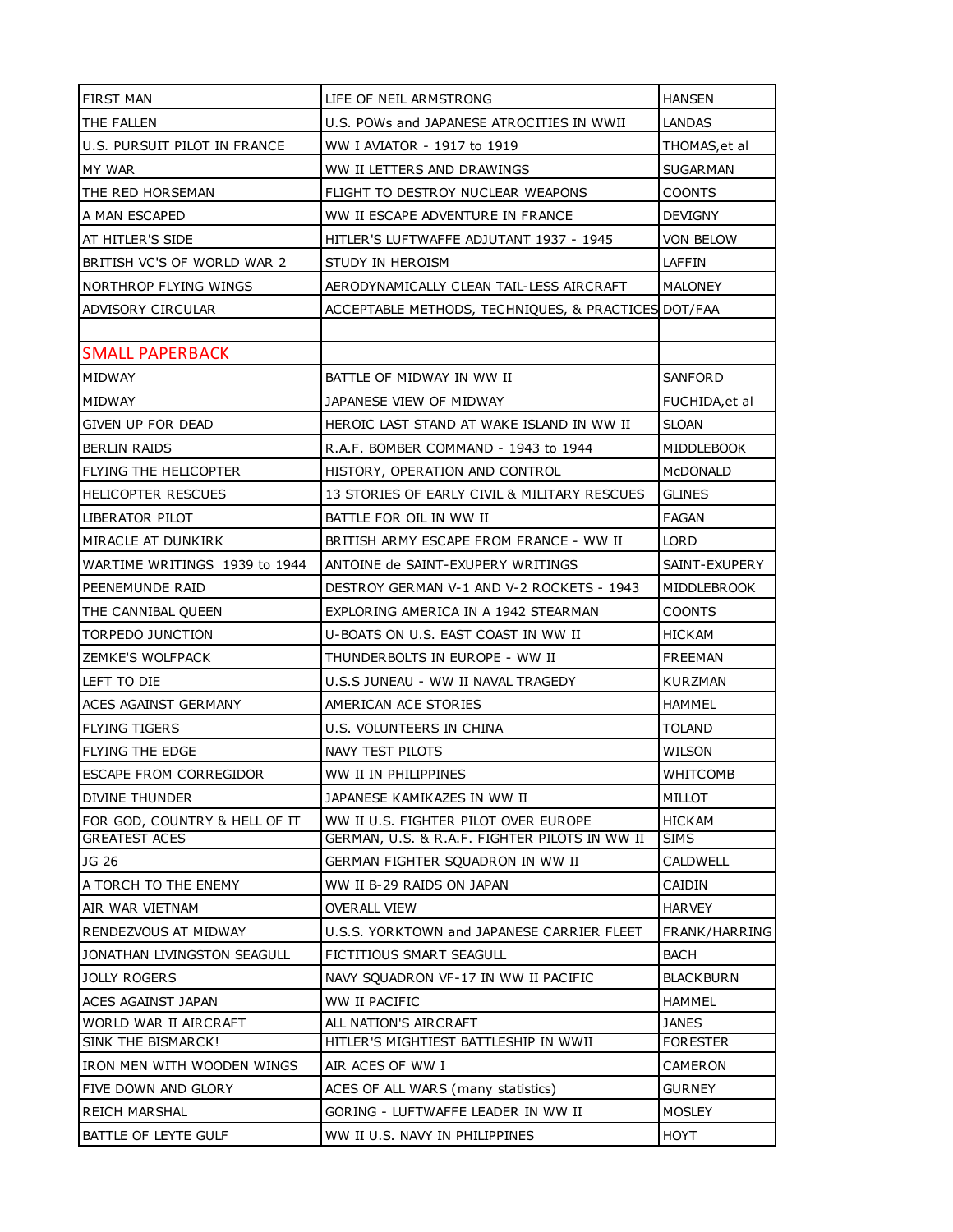| | | |
|---|---|---|
| FIRST MAN | LIFE OF NEIL ARMSTRONG | HANSEN |
| THE FALLEN | U.S. POWs and JAPANESE ATROCITIES IN WWII | LANDAS |
| U.S. PURSUIT PILOT IN FRANCE | WW I AVIATOR - 1917 to 1919 | THOMAS,et al |
| MY WAR | WW II LETTERS AND DRAWINGS | SUGARMAN |
| THE RED HORSEMAN | FLIGHT TO DESTROY NUCLEAR WEAPONS | COONTS |
| A MAN ESCAPED | WW II ESCAPE ADVENTURE IN FRANCE | DEVIGNY |
| AT HITLER'S SIDE | HITLER'S LUFTWAFFE ADJUTANT 1937 - 1945 | VON BELOW |
| BRITISH VC'S OF WORLD WAR 2 | STUDY IN HEROISM | LAFFIN |
| NORTHROP FLYING WINGS | AERODYNAMICALLY CLEAN TAIL-LESS AIRCRAFT | MALONEY |
| ADVISORY CIRCULAR | ACCEPTABLE METHODS, TECHNIQUES, & PRACTICES | DOT/FAA |
| | | |
| SMALL PAPERBACK | | |
| MIDWAY | BATTLE OF MIDWAY IN WW II | SANFORD |
| MIDWAY | JAPANESE VIEW OF MIDWAY | FUCHIDA,et al |
| GIVEN UP FOR DEAD | HEROIC LAST STAND AT WAKE ISLAND IN WW II | SLOAN |
| BERLIN RAIDS | R.A.F. BOMBER COMMAND - 1943 to 1944 | MIDDLEBOOK |
| FLYING THE HELICOPTER | HISTORY, OPERATION AND CONTROL | McDONALD |
| HELICOPTER RESCUES | 13 STORIES OF EARLY CIVIL & MILITARY RESCUES | GLINES |
| LIBERATOR PILOT | BATTLE FOR OIL IN WW II | FAGAN |
| MIRACLE AT DUNKIRK | BRITISH ARMY ESCAPE FROM FRANCE - WW II | LORD |
| WARTIME WRITINGS 1939 to 1944 | ANTOINE de SAINT-EXUPERY WRITINGS | SAINT-EXUPERY |
| PEENEMUNDE RAID | DESTROY GERMAN V-1 AND V-2 ROCKETS - 1943 | MIDDLEBROOK |
| THE CANNIBAL QUEEN | EXPLORING AMERICA IN A 1942 STEARMAN | COONTS |
| TORPEDO JUNCTION | U-BOATS ON U.S. EAST COAST IN WW II | HICKAM |
| ZEMKE'S WOLFPACK | THUNDERBOLTS IN EUROPE - WW II | FREEMAN |
| LEFT TO DIE | U.S.S JUNEAU - WW II NAVAL TRAGEDY | KURZMAN |
| ACES AGAINST GERMANY | AMERICAN ACE STORIES | HAMMEL |
| FLYING TIGERS | U.S. VOLUNTEERS IN CHINA | TOLAND |
| FLYING THE EDGE | NAVY TEST PILOTS | WILSON |
| ESCAPE FROM CORREGIDOR | WW II IN PHILIPPINES | WHITCOMB |
| DIVINE THUNDER | JAPANESE KAMIKAZES IN WW II | MILLOT |
| FOR GOD, COUNTRY & HELL OF IT | WW II U.S. FIGHTER PILOT OVER EUROPE | HICKAM |
| GREATEST ACES | GERMAN, U.S. & R.A.F. FIGHTER PILOTS IN WW II | SIMS |
| JG 26 | GERMAN FIGHTER SQUADRON IN WW II | CALDWELL |
| A TORCH TO THE ENEMY | WW II B-29 RAIDS ON JAPAN | CAIDIN |
| AIR WAR VIETNAM | OVERALL VIEW | HARVEY |
| RENDEZVOUS AT MIDWAY | U.S.S. YORKTOWN and JAPANESE CARRIER FLEET | FRANK/HARRING |
| JONATHAN LIVINGSTON SEAGULL | FICTITIOUS SMART SEAGULL | BACH |
| JOLLY ROGERS | NAVY SQUADRON VF-17 IN WW II PACIFIC | BLACKBURN |
| ACES AGAINST JAPAN | WW II PACIFIC | HAMMEL |
| WORLD WAR II AIRCRAFT | ALL NATION'S AIRCRAFT | JANES |
| SINK THE BISMARCK! | HITLER'S MIGHTIEST BATTLESHIP IN WWII | FORESTER |
| IRON MEN WITH WOODEN WINGS | AIR ACES OF WW I | CAMERON |
| FIVE DOWN AND GLORY | ACES OF ALL WARS (many statistics) | GURNEY |
| REICH MARSHAL | GORING - LUFTWAFFE LEADER IN WW II | MOSLEY |
| BATTLE OF LEYTE GULF | WW II U.S. NAVY IN PHILIPPINES | HOYT |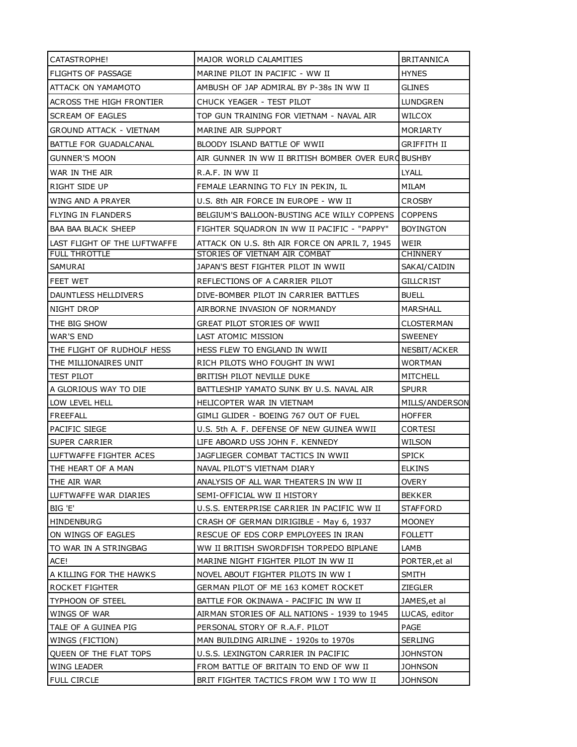| | | |
|---|---|---|
| CATASTROPHE! | MAJOR WORLD CALAMITIES | BRITANNICA |
| FLIGHTS OF PASSAGE | MARINE PILOT IN PACIFIC - WW II | HYNES |
| ATTACK ON YAMAMOTO | AMBUSH OF JAP ADMIRAL BY P-38s IN WW II | GLINES |
| ACROSS THE HIGH FRONTIER | CHUCK YEAGER - TEST PILOT | LUNDGREN |
| SCREAM OF EAGLES | TOP GUN TRAINING FOR VIETNAM - NAVAL AIR | WILCOX |
| GROUND ATTACK - VIETNAM | MARINE AIR SUPPORT | MORIARTY |
| BATTLE FOR GUADALCANAL | BLOODY ISLAND BATTLE OF WWII | GRIFFITH II |
| GUNNER'S MOON | AIR GUNNER IN WW II BRITISH BOMBER OVER EURO | BUSHBY |
| WAR IN THE AIR | R.A.F. IN WW II | LYALL |
| RIGHT SIDE UP | FEMALE LEARNING TO FLY IN PEKIN, IL | MILAM |
| WING AND A PRAYER | U.S. 8th AIR FORCE IN EUROPE - WW II | CROSBY |
| FLYING IN FLANDERS | BELGIUM'S BALLOON-BUSTING ACE WILLY COPPENS | COPPENS |
| BAA BAA BLACK SHEEP | FIGHTER SQUADRON IN WW II PACIFIC - "PAPPY" | BOYINGTON |
| LAST FLIGHT OF THE LUFTWAFFE | ATTACK ON U.S. 8th AIR FORCE ON APRIL 7, 1945 | WEIR |
| FULL THROTTLE | STORIES OF VIETNAM AIR COMBAT | CHINNERY |
| SAMURAI | JAPAN'S BEST FIGHTER PILOT IN WWII | SAKAI/CAIDIN |
| FEET WET | REFLECTIONS OF A CARRIER PILOT | GILLCRIST |
| DAUNTLESS HELLDIVERS | DIVE-BOMBER PILOT IN CARRIER BATTLES | BUELL |
| NIGHT DROP | AIRBORNE INVASION OF NORMANDY | MARSHALL |
| THE BIG SHOW | GREAT PILOT STORIES OF WWII | CLOSTERMAN |
| WAR'S END | LAST ATOMIC MISSION | SWEENEY |
| THE FLIGHT OF RUDHOLF HESS | HESS FLEW TO ENGLAND IN WWII | NESBIT/ACKER |
| THE MILLIONAIRES UNIT | RICH PILOTS WHO FOUGHT IN WWI | WORTMAN |
| TEST PILOT | BRITISH PILOT NEVILLE DUKE | MITCHELL |
| A GLORIOUS WAY TO DIE | BATTLESHIP YAMATO SUNK BY U.S. NAVAL AIR | SPURR |
| LOW LEVEL HELL | HELICOPTER WAR IN VIETNAM | MILLS/ANDERSON |
| FREEFALL | GIMLI GLIDER - BOEING 767 OUT OF FUEL | HOFFER |
| PACIFIC SIEGE | U.S. 5th A. F. DEFENSE OF NEW GUINEA WWII | CORTESI |
| SUPER CARRIER | LIFE ABOARD USS JOHN F. KENNEDY | WILSON |
| LUFTWAFFE FIGHTER ACES | JAGFLIEGER COMBAT TACTICS IN WWII | SPICK |
| THE HEART OF A MAN | NAVAL PILOT'S VIETNAM DIARY | ELKINS |
| THE AIR WAR | ANALYSIS OF ALL WAR THEATERS IN WW II | OVERY |
| LUFTWAFFE WAR DIARIES | SEMI-OFFICIAL WW II HISTORY | BEKKER |
| BIG 'E' | U.S.S. ENTERPRISE CARRIER IN PACIFIC WW II | STAFFORD |
| HINDENBURG | CRASH OF GERMAN DIRIGIBLE - May 6, 1937 | MOONEY |
| ON WINGS OF EAGLES | RESCUE OF EDS CORP EMPLOYEES IN IRAN | FOLLETT |
| TO WAR IN A STRINGBAG | WW II BRITISH SWORDFISH TORPEDO BIPLANE | LAMB |
| ACE! | MARINE NIGHT FIGHTER PILOT IN WW II | PORTER,et al |
| A KILLING FOR THE HAWKS | NOVEL ABOUT FIGHTER PILOTS IN WW I | SMITH |
| ROCKET FIGHTER | GERMAN PILOT OF ME 163 KOMET ROCKET | ZIEGLER |
| TYPHOON OF STEEL | BATTLE FOR OKINAWA - PACIFIC IN WW II | JAMES,et al |
| WINGS OF WAR | AIRMAN STORIES OF ALL NATIONS - 1939 to 1945 | LUCAS, editor |
| TALE OF A GUINEA PIG | PERSONAL STORY OF R.A.F. PILOT | PAGE |
| WINGS (FICTION) | MAN BUILDING AIRLINE - 1920s to 1970s | SERLING |
| QUEEN OF THE FLAT TOPS | U.S.S. LEXINGTON CARRIER IN PACIFIC | JOHNSTON |
| WING LEADER | FROM BATTLE OF BRITAIN TO END OF WW II | JOHNSON |
| FULL CIRCLE | BRIT FIGHTER TACTICS FROM WW I TO WW II | JOHNSON |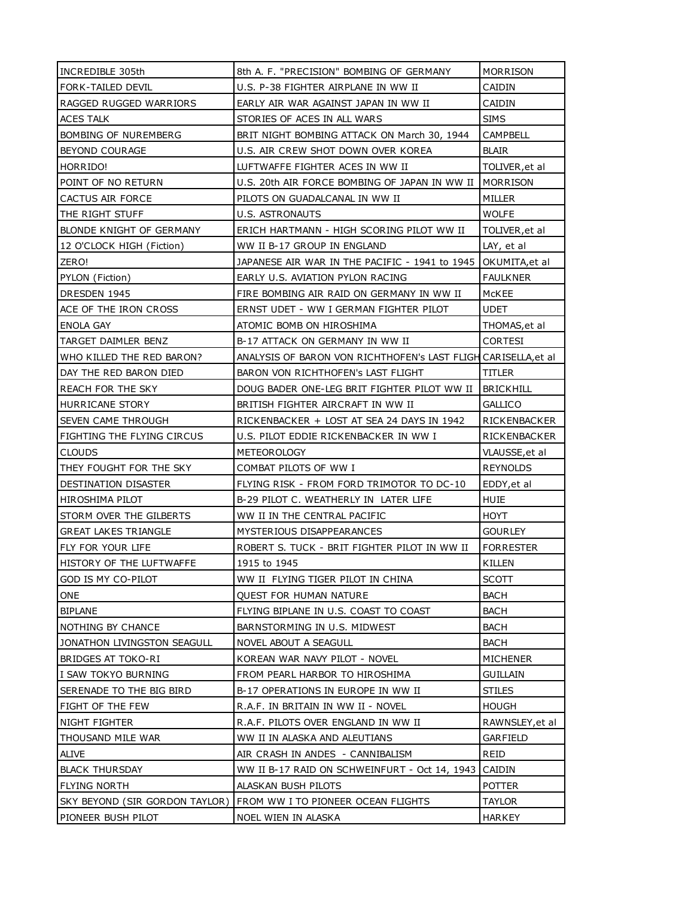| | | |
|---|---|---|
| INCREDIBLE 305th | 8th A. F. "PRECISION" BOMBING OF GERMANY | MORRISON |
| FORK-TAILED DEVIL | U.S. P-38 FIGHTER AIRPLANE IN WW II | CAIDIN |
| RAGGED RUGGED WARRIORS | EARLY AIR WAR AGAINST JAPAN IN WW II | CAIDIN |
| ACES TALK | STORIES OF ACES IN ALL WARS | SIMS |
| BOMBING OF NUREMBERG | BRIT NIGHT BOMBING ATTACK ON March 30, 1944 | CAMPBELL |
| BEYOND COURAGE | U.S. AIR CREW SHOT DOWN OVER KOREA | BLAIR |
| HORRIDO! | LUFTWAFFE FIGHTER ACES IN WW II | TOLIVER,et al |
| POINT OF NO RETURN | U.S. 20th AIR FORCE BOMBING OF JAPAN IN WW II | MORRISON |
| CACTUS AIR FORCE | PILOTS ON GUADALCANAL IN WW II | MILLER |
| THE RIGHT STUFF | U.S. ASTRONAUTS | WOLFE |
| BLONDE KNIGHT OF GERMANY | ERICH HARTMANN - HIGH SCORING PILOT WW II | TOLIVER,et al |
| 12 O'CLOCK HIGH (Fiction) | WW II B-17 GROUP IN ENGLAND | LAY, et al |
| ZERO! | JAPANESE AIR WAR IN THE PACIFIC - 1941 to 1945 | OKUMITA,et al |
| PYLON (Fiction) | EARLY U.S. AVIATION PYLON RACING | FAULKNER |
| DRESDEN 1945 | FIRE BOMBING AIR RAID ON GERMANY IN WW II | McKEE |
| ACE OF THE IRON CROSS | ERNST UDET - WW I GERMAN FIGHTER PILOT | UDET |
| ENOLA GAY | ATOMIC BOMB ON HIROSHIMA | THOMAS,et al |
| TARGET DAIMLER BENZ | B-17 ATTACK ON GERMANY IN WW II | CORTESI |
| WHO KILLED THE RED BARON? | ANALYSIS OF BARON VON RICHTHOFEN's LAST FLIGH | CARISELLA,et al |
| DAY THE RED BARON DIED | BARON VON RICHTHOFEN's LAST FLIGHT | TITLER |
| REACH FOR THE SKY | DOUG BADER ONE-LEG BRIT FIGHTER PILOT WW II | BRICKHILL |
| HURRICANE STORY | BRITISH FIGHTER AIRCRAFT IN WW II | GALLICO |
| SEVEN CAME THROUGH | RICKENBACKER + LOST AT SEA 24 DAYS IN 1942 | RICKENBACKER |
| FIGHTING THE FLYING CIRCUS | U.S. PILOT EDDIE RICKENBACKER IN WW I | RICKENBACKER |
| CLOUDS | METEOROLOGY | VLAUSSE,et al |
| THEY FOUGHT FOR THE SKY | COMBAT PILOTS OF WW I | REYNOLDS |
| DESTINATION DISASTER | FLYING RISK - FROM FORD TRIMOTOR TO DC-10 | EDDY,et al |
| HIROSHIMA PILOT | B-29 PILOT C. WEATHERLY IN LATER LIFE | HUIE |
| STORM OVER THE GILBERTS | WW II IN THE CENTRAL PACIFIC | HOYT |
| GREAT LAKES TRIANGLE | MYSTERIOUS DISAPPEARANCES | GOURLEY |
| FLY FOR YOUR LIFE | ROBERT S. TUCK - BRIT FIGHTER PILOT IN WW II | FORRESTER |
| HISTORY OF THE LUFTWAFFE | 1915 to 1945 | KILLEN |
| GOD IS MY CO-PILOT | WW II FLYING TIGER PILOT IN CHINA | SCOTT |
| ONE | QUEST FOR HUMAN NATURE | BACH |
| BIPLANE | FLYING BIPLANE IN U.S. COAST TO COAST | BACH |
| NOTHING BY CHANCE | BARNSTORMING IN U.S. MIDWEST | BACH |
| JONATHON LIVINGSTON SEAGULL | NOVEL ABOUT A SEAGULL | BACH |
| BRIDGES AT TOKO-RI | KOREAN WAR NAVY PILOT - NOVEL | MICHENER |
| I SAW TOKYO BURNING | FROM PEARL HARBOR TO HIROSHIMA | GUILLAIN |
| SERENADE TO THE BIG BIRD | B-17 OPERATIONS IN EUROPE IN WW II | STILES |
| FIGHT OF THE FEW | R.A.F. IN BRITAIN IN WW II - NOVEL | HOUGH |
| NIGHT FIGHTER | R.A.F. PILOTS OVER ENGLAND IN WW II | RAWNSLEY,et al |
| THOUSAND MILE WAR | WW II IN ALASKA AND ALEUTIANS | GARFIELD |
| ALIVE | AIR CRASH IN ANDES - CANNIBALISM | REID |
| BLACK THURSDAY | WW II B-17 RAID ON SCHWEINFURT - Oct 14, 1943 | CAIDIN |
| FLYING NORTH | ALASKAN BUSH PILOTS | POTTER |
| SKY BEYOND (SIR GORDON TAYLOR) | FROM WW I TO PIONEER OCEAN FLIGHTS | TAYLOR |
| PIONEER BUSH PILOT | NOEL WIEN IN ALASKA | HARKEY |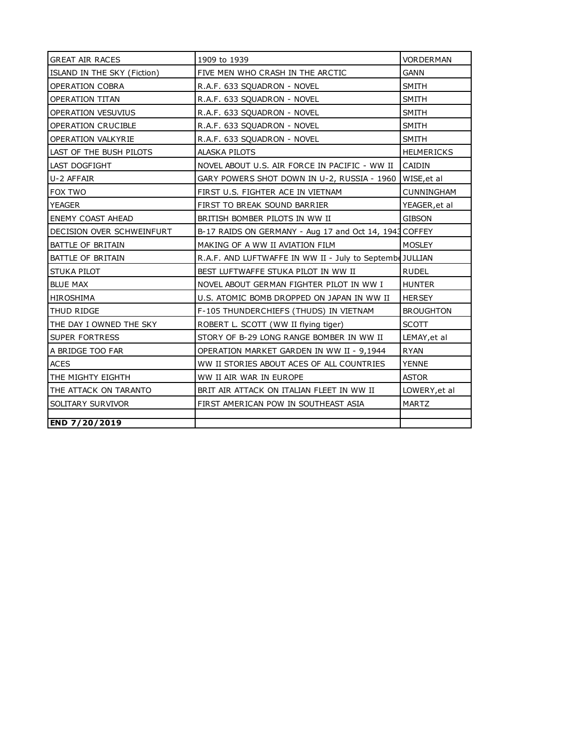| | | |
|---|---|---|
| GREAT AIR RACES | 1909 to 1939 | VORDERMAN |
| ISLAND IN THE SKY (Fiction) | FIVE MEN WHO CRASH IN THE ARCTIC | GANN |
| OPERATION COBRA | R.A.F. 633 SQUADRON - NOVEL | SMITH |
| OPERATION TITAN | R.A.F. 633 SQUADRON - NOVEL | SMITH |
| OPERATION VESUVIUS | R.A.F. 633 SQUADRON - NOVEL | SMITH |
| OPERATION CRUCIBLE | R.A.F. 633 SQUADRON - NOVEL | SMITH |
| OPERATION VALKYRIE | R.A.F. 633 SQUADRON - NOVEL | SMITH |
| LAST OF THE BUSH PILOTS | ALASKA PILOTS | HELMERICKS |
| LAST DOGFIGHT | NOVEL ABOUT U.S. AIR FORCE IN PACIFIC - WW II | CAIDIN |
| U-2 AFFAIR | GARY POWERS SHOT DOWN IN U-2, RUSSIA - 1960 | WISE,et al |
| FOX TWO | FIRST U.S. FIGHTER ACE IN VIETNAM | CUNNINGHAM |
| YEAGER | FIRST TO BREAK SOUND BARRIER | YEAGER,et al |
| ENEMY COAST AHEAD | BRITISH BOMBER PILOTS IN WW II | GIBSON |
| DECISION OVER SCHWEINFURT | B-17 RAIDS ON GERMANY - Aug 17 and Oct 14, 1943 | COFFEY |
| BATTLE OF BRITAIN | MAKING OF A WW II AVIATION FILM | MOSLEY |
| BATTLE OF BRITAIN | R.A.F. AND LUFTWAFFE IN WW II - July to Septembe | JULLIAN |
| STUKA PILOT | BEST LUFTWAFFE STUKA PILOT IN WW II | RUDEL |
| BLUE MAX | NOVEL ABOUT GERMAN FIGHTER PILOT IN WW I | HUNTER |
| HIROSHIMA | U.S. ATOMIC BOMB DROPPED ON JAPAN IN WW II | HERSEY |
| THUD RIDGE | F-105 THUNDERCHIEFS (THUDS) IN VIETNAM | BROUGHTON |
| THE DAY I OWNED THE SKY | ROBERT L. SCOTT (WW II flying tiger) | SCOTT |
| SUPER FORTRESS | STORY OF B-29 LONG RANGE BOMBER IN WW II | LEMAY,et al |
| A BRIDGE TOO FAR | OPERATION MARKET GARDEN IN WW II - 9,1944 | RYAN |
| ACES | WW II STORIES ABOUT ACES OF ALL COUNTRIES | YENNE |
| THE MIGHTY EIGHTH | WW II AIR WAR IN EUROPE | ASTOR |
| THE ATTACK ON TARANTO | BRIT AIR ATTACK ON ITALIAN FLEET IN WW II | LOWERY,et al |
| SOLITARY SURVIVOR | FIRST AMERICAN POW IN SOUTHEAST ASIA | MARTZ |
| | | |
| **END 7/20/2019** | | |